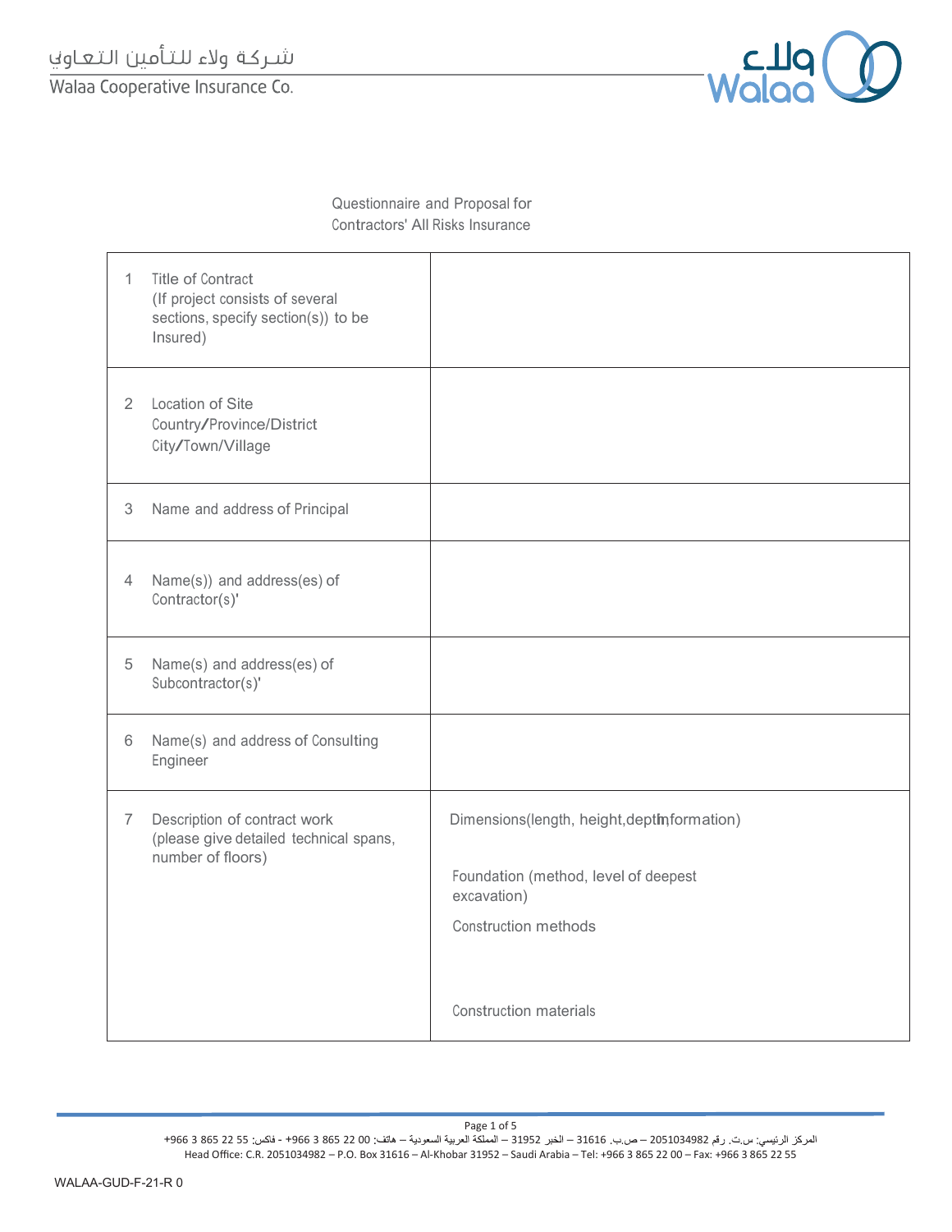# Questionnaire and Proposal for Contractors' All Risks Insurance

| | |
|---|---|
| 1 Title of Contract (If project consists of several sections, specify section(s)) to be Insured) | |
| 2 Location of Site Country/Province/District City/Town/Village | |
| 3 Name and address of Principal | |
| 4 Name(s)) and address(es) of Contractor(s)' | |
| 5 Name(s) and address(es) of Subcontractor(s)' | |
| 6 Name(s) and address of Consulting Engineer | |
| 7 Description of contract work (please give detailed technical spans, number of floors) | Dimensions(length, height,depth,information)<br><br>Foundation (method, level of deepest excavation)<br><br>Construction methods<br><br>Construction materials |

WALAA-GUD-F-21-R 0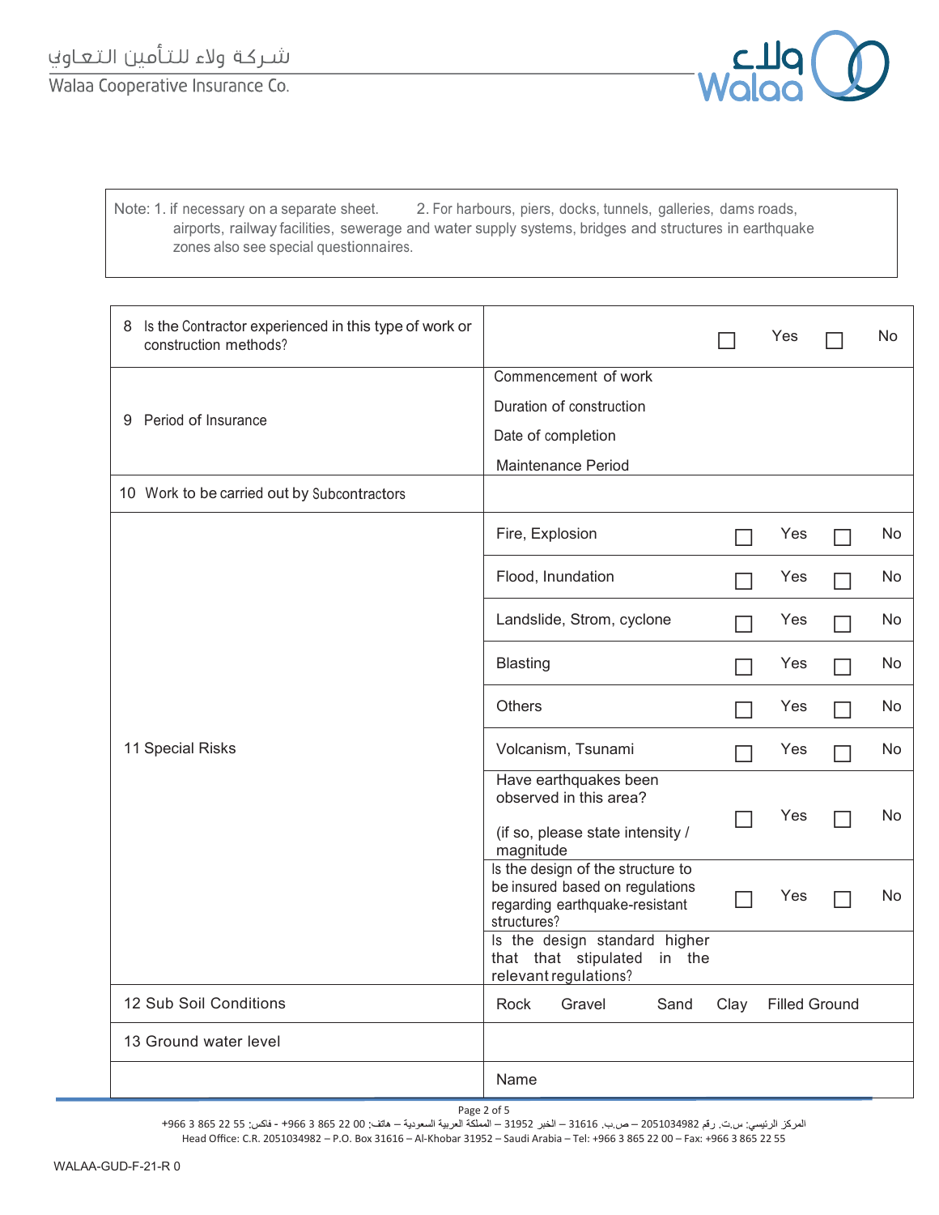Note: 1. if necessary on a separate sheet. 2. For harbours, piers, docks, tunnels, galleries, dams roads, airports, railway facilities, sewerage and water supply systems, bridges and structures in earthquake zones also see special questionnaires.

| | | | |
|---|---|---|---|
| 8 Is the Contractor experienced in this type of work or construction methods? | | ☐ Yes | ☐ No |
| 9 Period of Insurance | Commencement of work<br>Duration of construction<br>Date of completion<br>Maintenance Period | | |
| 10 Work to be carried out by Subcontractors | | | |
| 11 Special Risks | Fire, Explosion | ☐ Yes | ☐ No |
| | Flood, Inundation | ☐ Yes | ☐ No |
| | Landslide, Strom, cyclone | ☐ Yes | ☐ No |
| | Blasting | ☐ Yes | ☐ No |
| | Others | ☐ Yes | ☐ No |
| | Volcanism, Tsunami | ☐ Yes | ☐ No |
| | Have earthquakes been observed in this area?<br>(if so, please state intensity / magnitude | ☐ Yes | ☐ No |
| | Is the design of the structure to be insured based on regulations regarding earthquake-resistant structures? | ☐ Yes | ☐ No |
| | Is the design standard higher that that stipulated in the relevant regulations? | | |
| 12 Sub Soil Conditions | Rock Gravel Sand Clay Filled Ground | | |
| 13 Ground water level | | | |
| | Name | | |

WALAA-GUD-F-21-R 0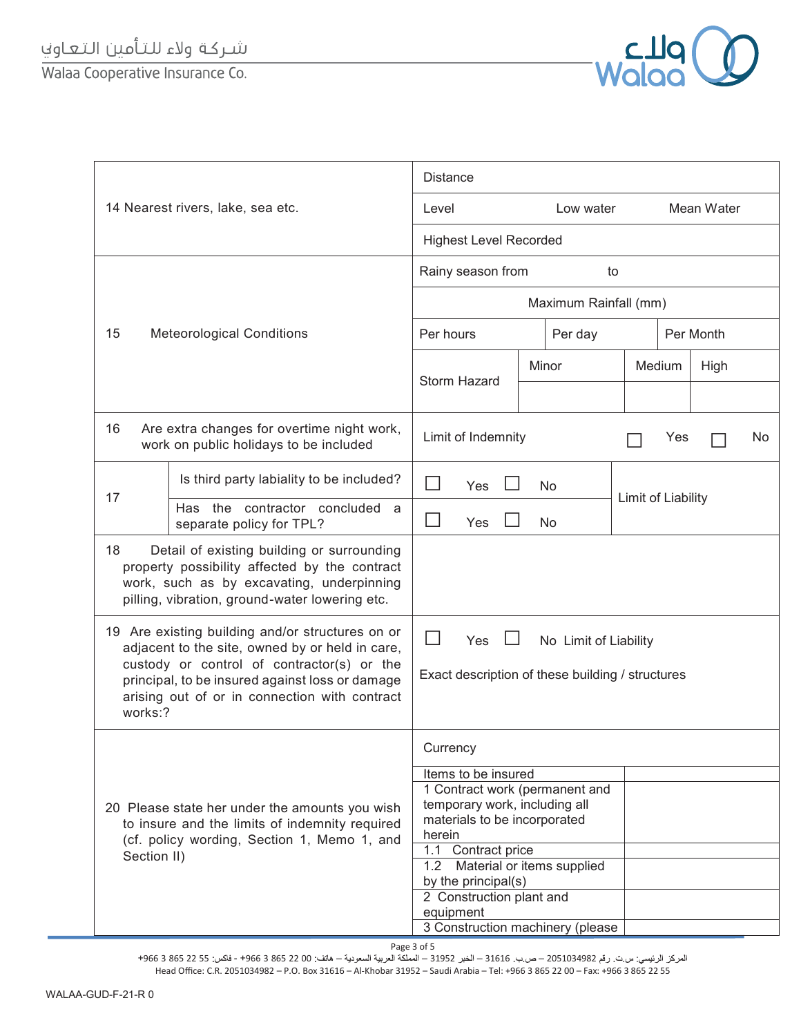| | | | | | |
|---|---|---|---|---|---|
| 14 Nearest rivers, lake, sea etc. | Distance | | | | |
| | Level | Low water | | Mean Water | |
| | Highest Level Recorded | | | | |
| 15 Meteorological Conditions | Rainy season from | to | | | |
| | Maximum Rainfall (mm) | | | | |
| | Per hours | Per day | | Per Month | |
| | Storm Hazard | Minor | Medium | High | |
| | | | | | |
| 16 Are extra changes for overtime night work, work on public holidays to be included | Limit of Indemnity | ☐ Yes | ☐ No | | |
| 17 Is third party labiality to be included? | ☐ Yes ☐ No | Limit of Liability | | | |
| 17 Has the contractor concluded a separate policy for TPL? | ☐ Yes ☐ No | | | | |
| 18 Detail of existing building or surrounding property possibility affected by the contract work, such as by excavating, underpinning pilling, vibration, ground-water lowering etc. | | | | | |
| 19 Are existing building and/or structures on or adjacent to the site, owned by or held in care, custody or control of contractor(s) or the principal, to be insured against loss or damage arising out of or in connection with contract works:? | ☐ Yes ☐ No Limit of Liability<br>Exact description of these building / structures | | | | |
| 20 Please state her under the amounts you wish to insure and the limits of indemnity required (cf. policy wording, Section 1, Memo 1, and Section II) | Currency | | | | |
| | Items to be insured | | | | |
| | 1 Contract work (permanent and temporary work, including all materials to be incorporated herein | | | | |
| | 1.1 Contract price | | | | |
| | 1.2 Material or items supplied by the principal(s) | | | | |
| | 2 Construction plant and equipment | | | | |
| | 3 Construction machinery (please | | | | |

WALAA-GUD-F-21-R 0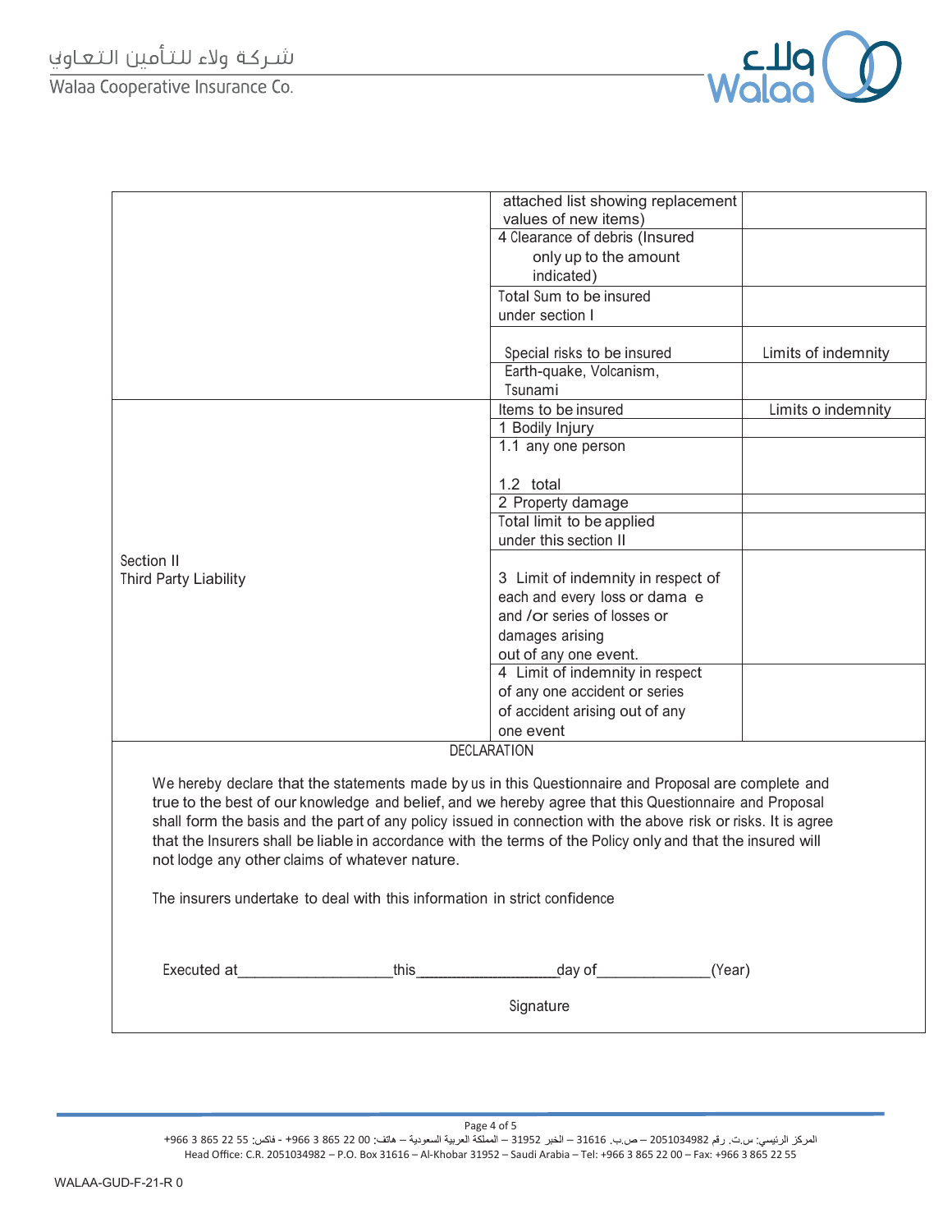| | | |
|---|---|---|
| | attached list showing replacement values of new items) | |
| | 4 Clearance of debris (Insured only up to the amount indicated) | |
| | Total Sum to be insured under section I | |
| | Special risks to be insured | Limits of indemnity |
| | Earth-quake, Volcanism, Tsunami | |
| Section II Third Party Liability | Items to be insured | Limits o indemnity |
| | 1 Bodily Injury | |
| | 1.1 any one person<br><br>1.2 total | |
| | 2 Property damage | |
| | Total limit to be applied under this section II | |
| | 3 Limit of indemnity in respect of each and every loss or dama e and /or series of losses or damages arising out of any one event. | |
| | 4 Limit of indemnity in respect of any one accident or series of accident arising out of any one event | |

DECLARATION

We hereby declare that the statements made by us in this Questionnaire and Proposal are complete and true to the best of our knowledge and belief, and we hereby agree that this Questionnaire and Proposal shall form the basis and the part of any policy issued in connection with the above risk or risks. It is agree that the Insurers shall be liable in accordance with the terms of the Policy only and that the insured will not lodge any other claims of whatever nature.

The insurers undertake to deal with this information in strict confidence

Executed at___________________this__________________day of______________(Year)

Signature